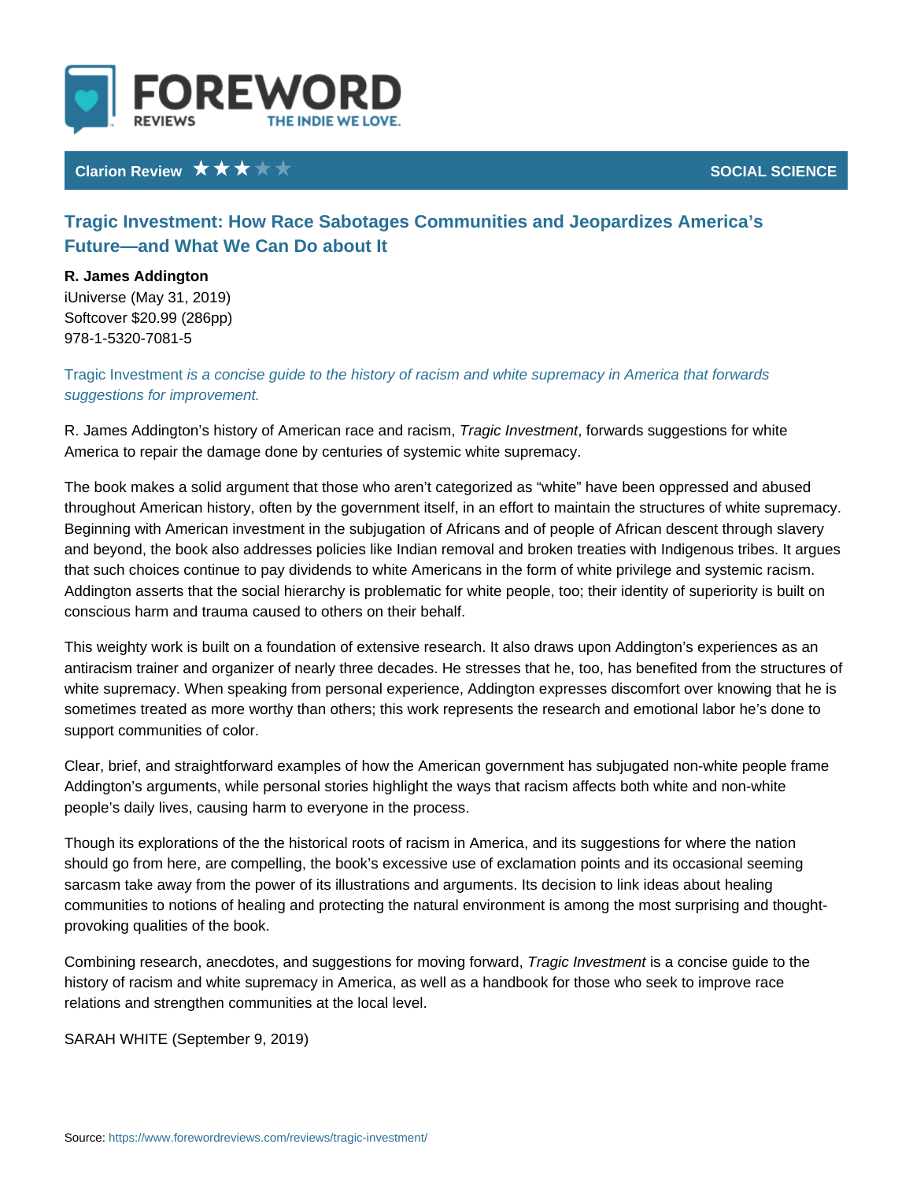FOREWORD REVIEWS — THE INDIE WE LOVE.

**Clarion Review** ★★★☆☆ — SOCIAL SCIENCE

## Tragic Investment: How Race Sabotages Communities and Jeopardizes America's Future—and What We Can Do about It

**R. James Addington**
iUniverse (May 31, 2019)
Softcover $20.99 (286pp)
978-1-5320-7081-5

*Tragic Investment is a concise guide to the history of racism and white supremacy in America that forwards suggestions for improvement.*

R. James Addington's history of American race and racism, *Tragic Investment*, forwards suggestions for white America to repair the damage done by centuries of systemic white supremacy.

The book makes a solid argument that those who aren't categorized as "white" have been oppressed and abused throughout American history, often by the government itself, in an effort to maintain the structures of white supremacy. Beginning with American investment in the subjugation of Africans and of people of African descent through slavery and beyond, the book also addresses policies like Indian removal and broken treaties with Indigenous tribes. It argues that such choices continue to pay dividends to white Americans in the form of white privilege and systemic racism. Addington asserts that the social hierarchy is problematic for white people, too; their identity of superiority is built on conscious harm and trauma caused to others on their behalf.

This weighty work is built on a foundation of extensive research. It also draws upon Addington's experiences as an antiracism trainer and organizer of nearly three decades. He stresses that he, too, has benefited from the structures of white supremacy. When speaking from personal experience, Addington expresses discomfort over knowing that he is sometimes treated as more worthy than others; this work represents the research and emotional labor he's done to support communities of color.

Clear, brief, and straightforward examples of how the American government has subjugated non-white people frame Addington's arguments, while personal stories highlight the ways that racism affects both white and non-white people's daily lives, causing harm to everyone in the process.

Though its explorations of the the historical roots of racism in America, and its suggestions for where the nation should go from here, are compelling, the book's excessive use of exclamation points and its occasional seeming sarcasm take away from the power of its illustrations and arguments. Its decision to link ideas about healing communities to notions of healing and protecting the natural environment is among the most surprising and thought-provoking qualities of the book.

Combining research, anecdotes, and suggestions for moving forward, *Tragic Investment* is a concise guide to the history of racism and white supremacy in America, as well as a handbook for those who seek to improve race relations and strengthen communities at the local level.

SARAH WHITE (September 9, 2019)

Source: https://www.forewordreviews.com/reviews/tragic-investment/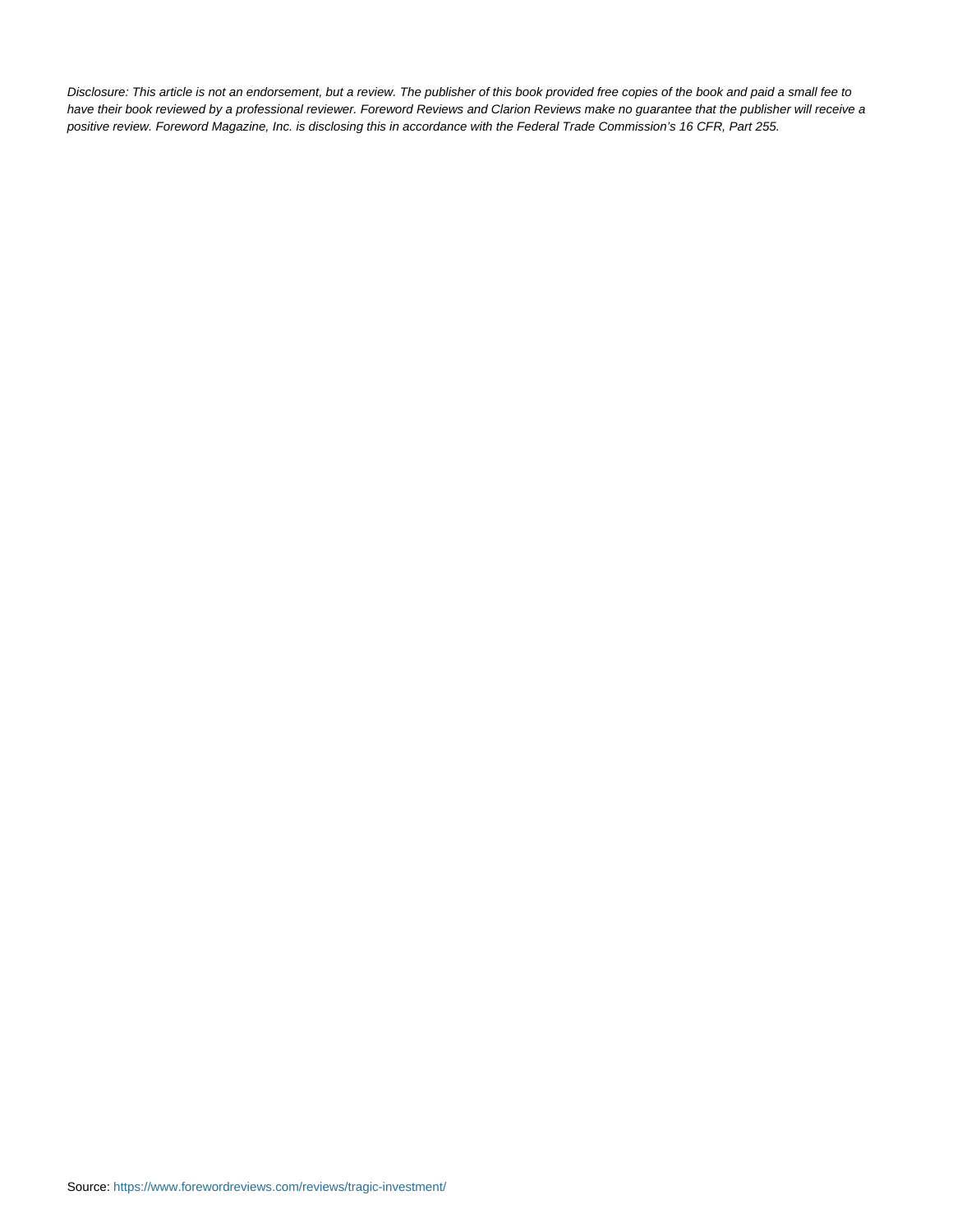*Disclosure: This article is not an endorsement, but a review. The publisher of this book provided free copies of the book and paid a small fee to have their book reviewed by a professional reviewer. Foreword Reviews and Clarion Reviews make no guarantee that the publisher will receive a positive review. Foreword Magazine, Inc. is disclosing this in accordance with the Federal Trade Commission's 16 CFR, Part 255.*

Source: https://www.forewordreviews.com/reviews/tragic-investment/